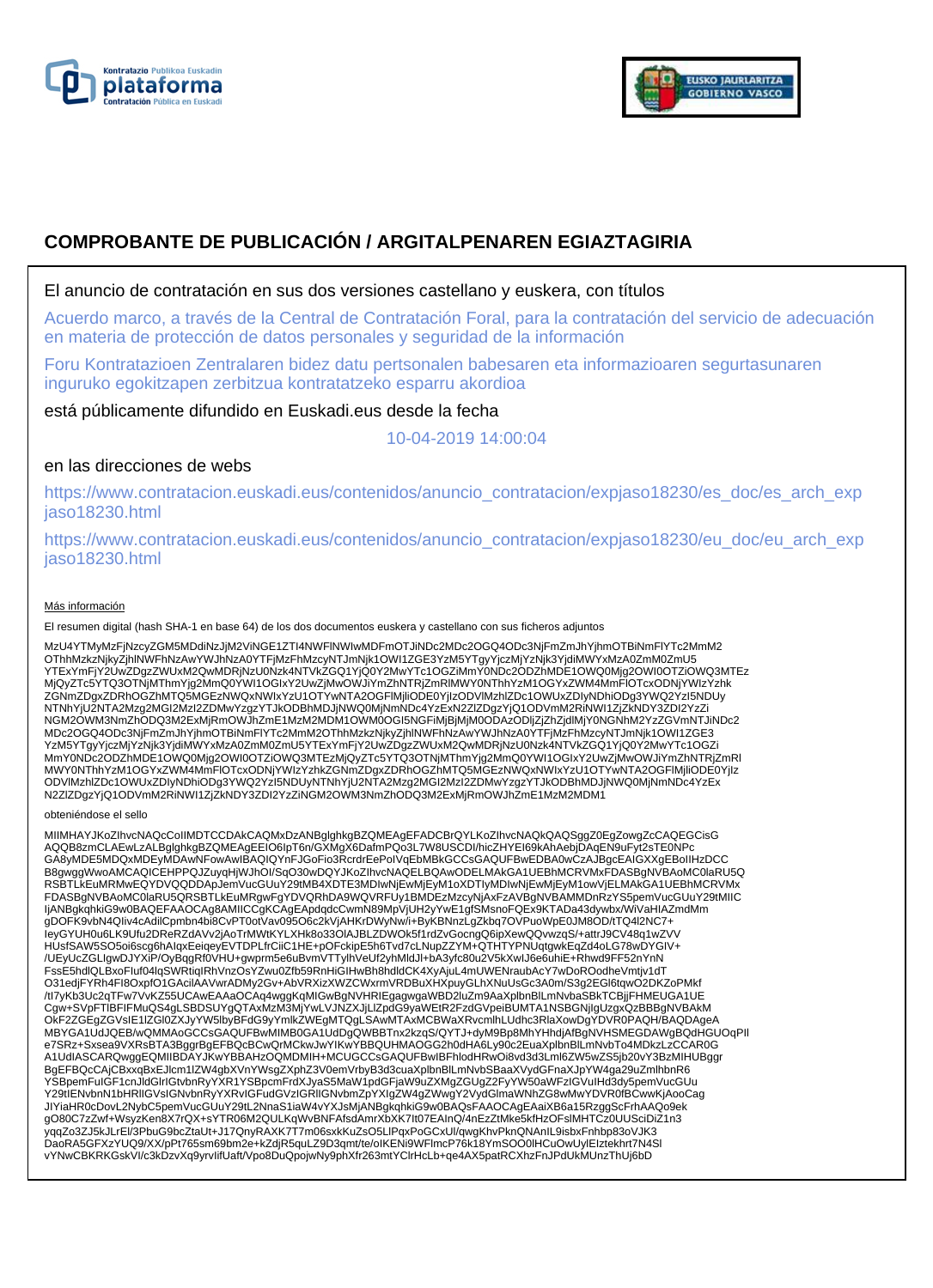# COMPROBANTE DE PUBLICACIÓN / ARGITALPENAREN EGIAZTAGIRIA

El anuncio de contratación en sus dos versiones castellano y euskera, con títulos

Acuerdo marco, a través de la Central de Contratación Foral, para la contratación del servicio de adecuación en materia de protección de datos personales y seguridad de la información

Foru Kontratazioen Zentralaren bidez datu pertsonalen babesaren eta informazioaren segurtasunaren inguruko egokitzapen zerbitzua kontratatzeko esparru akordioa

está públicamente difundido en Euskadi.eus desde la fecha

10-04-2019 14:00:04

en las direcciones de webs

https://www.contratacion.euskadi.eus/contenidos/anuncio_contratacion/expjaso18230/es_doc/es_arch_expjaso18230.html

https://www.contratacion.euskadi.eus/contenidos/anuncio_contratacion/expjaso18230/eu_doc/eu_arch_expjaso18230.html

Más información

El resumen digital (hash SHA-1 en base 64) de los dos documentos euskera y castellano con sus ficheros adjuntos

MzU4YTMyMzFjNzcyZGM5MDdiNzJjM2ViNGE1ZTI4NWFlNWIwMDFmOTJiNDc2MDc2OGQ4ODc3NjFmZmJhYjhmOTBiNmFlYTc2MmM2OThhMzkzNjkyZjhlNWFhNzAwYWJhNzA0YTFjMzFhMzcyNTJmNjk1OWI1ZGE3YzM5YTgyYjczMjYzNjk3YjdiMWYxMzA0ZmM0ZmU5YTExYmFjY2UwZDgzZWUxM2QwMDRjNzU0Nzk4NTVkZGQ1YjQ0Y2MwYTc1OGZiMmY0NDc2ODZhMDE1OWQ0Mjg2OWI0OTZiOWQ3MTEzMjQyZTc5YTQ3OTNjMThmYjg2MmQ0YWI1OGIxY2UwZjMwOWJiYmZhNTRjZmRlMWY0NThhYzM1OGYxZWM4MmFlOTcxODNjYWIzYzhkZGNmZDgxZDRhOGZhMTQ5MGEzNWQxNWIxYzU1OTYwNTA2OGFlMjliODE0YjIzODVlMzhlZDc1OWUxZDIyNDhiODg3YWQ2YzI5NDUyNTNhYjU2NTA2Mzg2MGI2MzI2ZDMwYzgzYTJkODBhMDJjNWQ0MjNmNDc4YzExN2ZlZDgzYjQ1ODVmM2RiNWI1ZjZkNDY3ZDI2YzZiNGM2OWM3NmZhODQ3M2ExMjRmOWJhZmE1MzM2MDM1OWM0OGI5NGFiMjBjMjM0ODAzODljZjZhZjdlMjY0NGNhM2YzZGVmNTJiNDc2MDc2OGQ4ODc3NjFmZmJhYjhmOTBiNmFlYTc2MmM2OThhMzkzNjkyZjhlNWFhNzAwYWJhNzA0YTFjMzFhMzcyNTJmNjk1OWI1ZGE3YzM5YTgyYjczMjYzNjk3YjdiMWYxMzA0ZmM0ZmU5YTExYmFjY2UwZDgzZWUxM2QwMDRjNzU0Nzk4NTVkZGQ1YjQ0Y2MwYTc1OGZiMmY0NDc2ODZhMDE1OWQ0Mjg2OWI0OTZiOWQ3MTEzMjQyZTc5YTQ3OTNjMThmYjg2MmQ0YWI1OGIxY2UwZjMwOWJiYmZhNTRjZmRlMWY0NThhYzM1OGYxZWM4MmFlOTcxODNjYWIzYzhkZGNmZDgxZDRhOGZhMTQ5MGEzNWQxNWIxYzU1OTYwNTA2OGFlMjliODE0YjIzODVlMzhlZDc1OWUxZDIyNDhiODg3YWQ2YzI5NDUyNTNhYjU2NTA2Mzg2MGI2MzI2ZDMwYzgzYTJkODBhMDJjNWQ0MjNmNDc4YzExN2ZlZDgzYjQ1ODVmM2RiNWI1ZjZkNDY3ZDI2YzZiNGM2OWM3NmZhODQ3M2ExMjRmOWJhZmE1MzM2MDM1

obteniéndose el sello

MIIMHAYJKoZIhvcNAQcCoIIMDTCCDAkCAQMxDzANBglghkgBZQMEAgEFADCBrQYLKoZIhvcNAQkQAQSggZ0EgZowgZcCAQEGCisGAQQB8zmCLAEwLzALBglghkgBZQMEAgEEIO6IpT6n/GXMgX6DafmPQo3L7W8USCDI/hicZHYEI69kAhAebjDAqEN9uFyt2sTE0NPcGA8yMDE5MDQxMDEyMDAwNFowAwIBAQIQYnFJGoFio3RcrdrEePolVqEbMBkGCCsGAQUFBwEDBA0wCzAJBgcEAIGXXgEBoIIHzDCCB8gwggWwoAMCAQICEHPPQJZuyqHjWJhOI/SqO30wDQYJKoZIhvcNAQELBQAwODELMAkGA1UEBhMCRVMxFDASBgNVBAoMC0laRU5QRSBTLkEuMRMwEQYDVQQDDApJemVucGUuY29tMB4XDTE3MDIwNjEwMjEyM1oXDTIyMDIwNjEwMjEyM1owVjELMAkGA1UEBhMCRVMxFDASBgNVBAoMC0laRU5QRSBTLkEuMRgwFgYDVQRhDA9WQVRFUy1BMDEzMzcyNjAxFzAVBgNVBAMMDnRzYS5pemVucGUuY29tMIICIjANBgkqhkiG9w0BAQEFAAOCAg8AMIICCgKCAgEApdqdcCwmN89MpVjUH2yYwE1gfSMsnoFQEx9KTADa43dywbx/WiVaHIAZmdMmgDOFK9vbN4QIiv4cAdilCpmbn4bi8CvPT0otVav095O6c2kVjAHKrDWyNw/i+ByKBNnzLgZkbq7OVPuoWpE0JM8OD/tTQ4l2NC7+IeyGYUH0u6LK9Ufu2DReRZdAVv2jAoTrMWtKYLXHk8o33OIAJBLZDWOk5f1rdZvGocngQ6ipXewQQvwzqS/+attrJ9CV48q1wZVVHUsfSAW5SO5oi6scg6hAlqxEeiqeyEVTDPLfrCiiC1HE+pOFckipE5h6Tvd7cLNupZZYM+QTHTYPNUqtgwkEqZd4oLG78wDYGIV+/UEyUcZGLIgwDJYXiP/OyBqgRf0VHU+gwprm5e6uBvmVTTylhVeUf2yhMldJl+bA3yfc80u2V5kXwlJ6e6uhiE+Rhwd9FF52nYnNFssE5hdlQLBxoFluf04lqSWRtiqIRhVnzOsYZwu0Zfb59RnHiGIHwBh8hdldCK4XyAjuL4mUWENraubAcY7wDoROodheVmtjv1dTO31edjFYRh4FI8OxpfO1GAcilAAVwrADMy2Gv+AbVRXizXWZCWxrmVRDBuXHXpuyGLhXNuUsGc3A0m/S3g2EGl6tqwO2DKZoPMkf/tI7yKb3Uc2qTFw7VvKZ55UCAwEAAaOCAq4wggKqMIGwBgNVHRIEgagwgaWBD2luZm9AaXplbnBlLmNvbaSBkTCBjjFHMEUGA1UECgw+SVpFTlBFIFMuQS4gLSBDSUYgQTAxMzM3MjYwLVJNZXJjLlZpdG9yaWEtR2FzdGVpeiBUMTA1NSBGNjIgUzgxQzBBBgNVBAkMOkF2ZGEgZGVsIE1lZGl0ZXJyYW5lbyBFdG9yYmlkZWEgMTQgLSAwMTAxMCBWaXRvcmlhLUdhc3RlaXowDgYDVR0PAQH/BAQDAgeAMBYGA1UdJQEB/wQMMAoGCCsGAQUFBwMIMB0GA1UdDgQWBBTnx2kzqS/QYTJ+dyM9Bp8MhYHhdjAfBgNVHSMEGDAWgBQdHGUOqPIle7SRz+Sxsea9VXRsBTA3BggrBgEFBQcBCwQrMCkwJwYIKwYBBQUHMAOGG2h0dHA6Ly90c2EuaXplbnBlLmNvbTo4MDkzLzCCAR0GA1UdIASCARQwggEQMIIBDAYJKwYBBAHzOQMDMIH+MCUGCCsGAQUFBwIBFhlodHRwOi8vd3d3Lml6ZW5wZS5jb20vY3BzMIHUBggrBgEFBQcCAjCBxxqBxEJlcm1lZW4gbXVnYWsgZXphZ3V0emVrbyB3d3cuaXplbnBlLmNvbSBaaXVydGFnaXJpYW4ga29uZmlhbnR6YSBpemFuIGF1cnJldGlrIGtvbnRyYXR1YSBpcmFrdXJyaS5MaW1pdGFjaW9uZXMgZGUgZ2FyYW50aWFzIGVuIHd3dy5pemVucGUuY29tIENvbnN1bHRlIGVsIGNvbnRyYXRvIGFudGVzIGRlIGNvbmZpYXIgZW4gZWwgY2VydGlmaWNhZG8wMwYDVR0fBCwwKjAooCagJIYiaHR0cDovL2NybC5pemVucGUuY29tL2NnaS1iaW4vYXJsMjANBgkqhkiG9w0BAQsFAAOCAgEAaiXB6a15RzggScFrhAAQo9ekgO80C7zZwf+WsyzKen8X7rQX+sYTR06M2QULKqWvBNFAfsdAmrXbXK7lt07EAInQ/4nEzZtMke5kfHzOFslMHTCz0UUSciDiZ1n3yqqZo3ZJ5kJLrEl/3PbuG9bcZtaUt+J17QnyRAXK7T7m06sxkKuZsO5LlPqxPoGCxUl/qwgKhvPknQNAnIL9isbxFnhbp83oVJK3DaoRA5GFXzYUQ9/XX/pPt765sm69bm2e+kZdjR5quLZ9D3qmt/te/oIKENi9WFlmcP76k18YmSOO0lHCuOwUylEIztekhrt7N4SlvYNwCBKRKGskVl/c3kDzvXq9yrvIifUaft/Vpo8DuQpojwNy9phXfr263mtYClrHcLb+qe4AX5patRCXhzFnJPdUkMUnzThUj6bD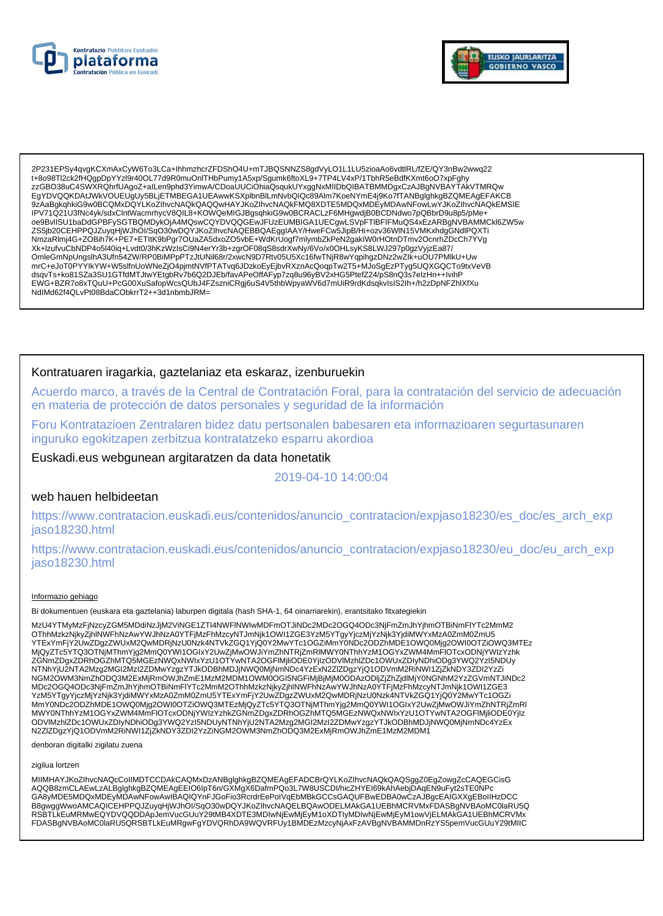2P231EPSy4qvgKCXmAxCyW6To3LCa+IhhmzhcrZFDShO4U+mTJBQSNNZS8gdVyLO1L1LU5zioaAo6vdtlRL/fZE/QY3nBw2wwq22
t+8o98Tl2ck2fHQgpDpYYzl9r40OL77d9R0muOnlTHbPumy1A5xp/Sgumk6ftoXL9+7TP4LV4xP/1TbhR5eBdfKXmt6oO7xpFghy
zzGBO38uC4SWXRQhrfUAgoZ+alLen9phd3YimwA/CDoaUUCiOhiaQsqukUYxggNxMIIDbQIBATBMMDgxCzAJBgNVBAYTAkVTMRQw
EgYDVQQKDAtJWkVOUEUgUy5BLjETMBEGA1UEAwwKSXplbnBlLmNvbQIQc89Alm7KoeNYmE4j9Ko7fTANBglghkgBZQMEAgEFAKCB
9zAaBgkqhkiG9w0BCQMxDQYLKoZIhvcNAQkQAQQwHAYJKoZIhvcNAQkFMQ8XDTE5MDQxMDEyMDAwNFowLwYJKoZIhvcNAQkEMSIE
IPV71Q21U3fNc4yk/sdxClntWacmrhycV8QIL8+KOWQeMIGJBgsqhkiG9w0BCRACLzF6MHgwdjB0BCDNdwo7pQBbrD9u8p5/pMe+
oe9BvlISU1baDdGPBFySGTBQMDykOjA4MQswCQYDVQQGEwJFUzEUMBIGA1UECgwLSVpFTlBFIFMuQS4xEzARBgNVBAMMCkl6ZW5w
ZS5jb20CEHPPQJZuyqHjWJhOI/SqO30wDQYJKoZIhvcNAQEBBQAEggIAAY/HweFCw5JipB/Hi+ozv36WlN15VMKxhdgGNdlPQXTi
NmzaRlmj4G+ZOBih7K+PE7+ETltK9bPgr7OUaZA5dxoZO5vbE+WdKrUogf7mlymbZkPeN2gakIW0rHOtnDTmv2OcnrhZDcCh7YVg
Xk+lzufvuCbNDP4o5l40iq+Lvdt0/3hKzWzIsCi9N4erYr3b+zgrOF08qS8sdrXwNy/6Vo/x0OHLsyKS8LWJ297p0gzVyjzEa87/
OmleGmNpUngslhA3Ufn54ZW/RP0BiMPpPTzJtUNil68r/2xwcN9D7Rtv05U5Xc16fwTNjR8wYqpihgzDNz2wZIk+uOU7PMlkU+Uw
mrC+eJoT0PYYlkYW+W5slfnUoWNeZjO4pjmtNVfPTATvq6JDzkoEyEjbvRXznAcQoqpTw2T5+MJoSgEzPTyg5UQXGQCTo9txVeVB
dsqvTs+ko81SZa3SU1GTfdMTJtwYEtgbRv7b6Q2DJEb/favAPeOffAFyp7zq8u96yBV2xHG5PtefZ24/pS8nQ3s7elzHn++lvihP
EWG+BZR7o8xTQuU+PcG00XuSafopWcsQUbJ4FZszniCRgj6uS4V5thbWpyaWV6d7mUiR9rdKdsqkvIsIS2Ih+/h2zDpNFZhlXfXu
NdIMd62f4QLvPt08BdaCObkrrT2++3d1nbmbJRM=

## Kontratuaren iragarkia, gaztelaniaz eta eskaraz, izenburuekin

Acuerdo marco, a través de la Central de Contratación Foral, para la contratación del servicio de adecuación en materia de protección de datos personales y seguridad de la información

Foru Kontratazioen Zentralaren bidez datu pertsonalen babesaren eta informazioaren segurtasunaren inguruko egokitzapen zerbitzua kontratatzeko esparru akordioa

Euskadi.eus webgunean argitaratzen da data honetatik

2019-04-10 14:00:04

web hauen helbideetan

https://www.contratacion.euskadi.eus/contenidos/anuncio_contratacion/expjaso18230/es_doc/es_arch_expjaso18230.html

https://www.contratacion.euskadi.eus/contenidos/anuncio_contratacion/expjaso18230/eu_doc/eu_arch_expjaso18230.html

Informazio gehiago

Bi dokumentuen (euskara eta gaztelania) laburpen digitala (hash SHA-1, 64 oinarriarekin), erantsitako fitxategiekin

MzU4YTMyMzFjNzcyZGM5MDdiNzJjM2ViNGE1ZTI4NWFlNWIwMDFmOTJiNDc2MDc2OGQ4ODc3NjFmZmJhYjhmOTBiNmFlYTc2MmM2
OThhMzkzNjkyZjhlNWFhNzAwYWJhNzA0YTFjMzFhMzcyNTJmNjk1OWI1ZGE3YzM5YTgyYjczMjYzNjk3YjdiMWYxMzA0ZmM0ZmU5
YTExYmFjY2UwZDgzZWUxM2QwMDRjNzU0Nzk4NTVkZGQ1YjQ0Y2MwYTc1OGZiMmY0NDc2ODZhMDE1OWQ0Mjg2OWI0OTZiOWQ3MTEz
MjQyZTc5YTQ3OTNjMThmYjg2MmQ0YWI1OGIxY2UwZjMwOWJiYmZhNTRjZmRlMWY0NThhYzM1OGYxZWM4MmFlOTcxODNjYWIzYzhk
ZGNmZDgxZDRhOGZhMTQ5MGEzNWQxNWIxYzU1OTYwNTA2OGFlMjliODE0YjIzODVlMzhlZDc1OWUxZDlyNDhiODg3YWQ2YzI5NDUy
NTNhYjU2NTA2Mzg2MGI2MzI2ZDMwYzgzYTJkODBhMDJjNWQ0MjNmNDc4YzExN2ZlZDgzYjQ1ODVmM2RiNWI1ZjZkNDY3ZDI2YzZi
NGM2OWM3NmZhODQ3M2ExMjRmOWJhZmE1MzM2MDM1OWM0OGI5NGFiMjBjMjM0ODAzODljZjZhZjdlMjY0NGNhM2YzZGVmNTJiNDc2
MDc2OGQ4ODc3NjFmZmJhYjhmOTBiNmFlYTc2MmM2OThhMzkzNjkyZjhlNWFhNzAwYWJhNzA0YTFjMzFhMzcyNTJmNjk1OWI1ZGE3
YzM5YTgyYjczMjYzNjk3YjdiMWYxMzA0ZmM0ZmU5YTExYmFjY2UwZDgzZWUxM2QwMDRjNzU0Nzk4NTVkZGQ1YjQ0Y2MwYTc1OGZi
MmY0NDc2ODZhMDE1OWQ0Mjg2OWI0OTZiOWQ3MTEzMjQyZTc5YTQ3OTNjMThmYjg2MmQ0YWI1OGIxY2UwZjMwOWJiYmZhNTRjZmRl
MWY0NThhYzM1OGYxZWM4MmFlOTcxODNjYWIzYzhkZGNmZDgxZDRhOGZhMTQ5MGEzNWQxNWIxYzU1OTYwNTA2OGFlMjliODE0YjIz
ODVlMzhlZDc1OWUxZDlyNDhiODg3YWQ2YzI5NDUyNTNhYjU2NTA2Mzg2MGI2MzI2ZDMwYzgzYTJkODBhMDJjNWQ0MjNmNDc4YzEx
N2ZlZDgzYjQ1ODVmM2RiNWI1ZjZkNDY3ZDI2YzZiNGM2OWM3NmZhODQ3M2ExMjRmOWJhZmE1MzM2MDM1

denboran digitalki zigilatu zuena

zigilua lortzen

MIIMHAYJKoZIhvcNAQcCoIIMDTCCDAkCAQMxDzANBglghkgBZQMEAgEFADCBrQYLKoZIhvcNAQkQAQSggZ0EgZowgZcCAQEGCisG
AQQB8zmCLAEwLzALBglghkgBZQMEAgEEIO6IpT6n/GXMgX6DafmPQo3L7W8USCDI/hicZHYEI69kAhAebjDAqEN9uFyt2sTE0NPc
GA8yMDE5MDQxMDEyMDAwNFowAwIBAQIQYnFJGoFio3RcrdrEePolVqEbMBkGCCsGAQUFBwEDBA0wCzAJBgcEAIGXXgEBoIIHzDCC
B8gwggWwoAMCAQICEHPPQJZuyqHjWJhOI/SqO30wDQYJKoZIhvcNAQELBQAwODELMAkGA1UEBhMCRVMxFDASBgNVBAoMC0laRU5Q
RSBTLkEuMRMwEQYDVQQDDApJemVucGUuY29tMB4XDTE3MDIwNjEwMjEyM1oXDTIyMDIwNjEwMjEyM1owVjELMAkGA1UEBhMCRVMx
FDASBgNVBAoMC0laRU5QRSBTLkEuMRgwFgYDVQRhDA9WQVRFUy1BMDEzMzcyNjAxFzAVBgNVBAMMDnRzYS5pemVucGUuY29tMIIC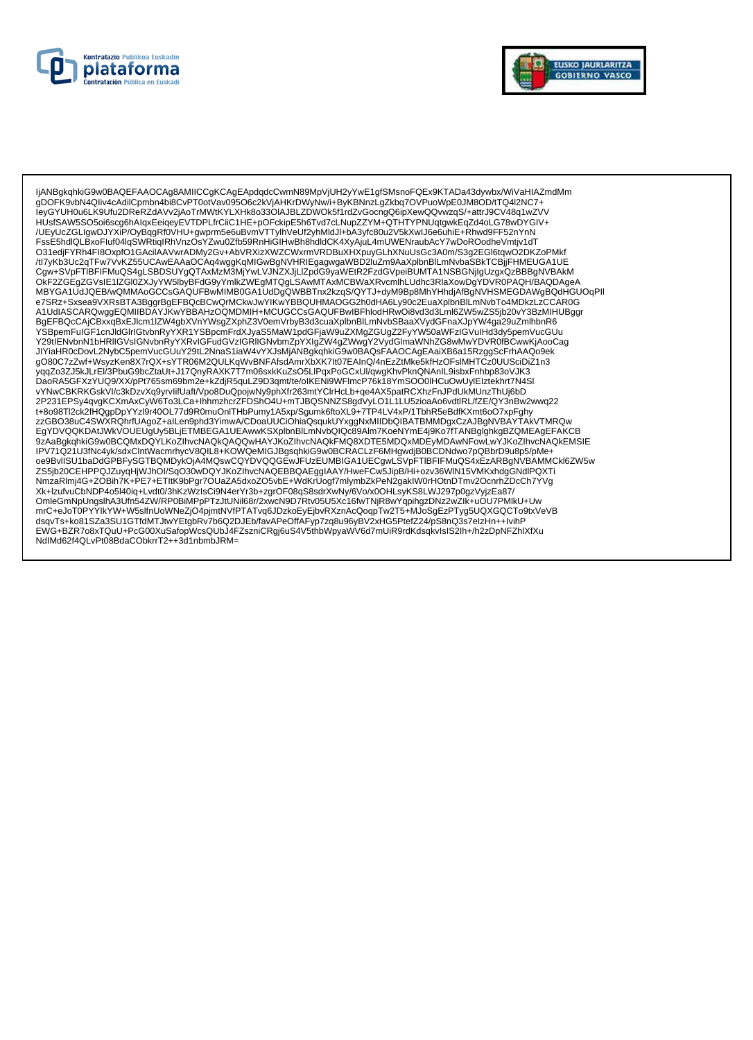IjANBgkqhkiG9w0BAQEFAAOCAg8AMIICCgKCAgEApdqdcCwmN89MpVjUH2yYwE1gfSMsnoFQEx9KTADa43dywbx/WiVaHIAZmdMm
gDOFK9vbN4QIiv4cAdilCpmbn4bi8CvPT0otVav095O6c2kVjAHKrDWyNw/i+ByKBNnzLgZkbq7OVPuoWpE0JM8OD/tTQ4l2NC7+
IeyGYUH0u6LK9Ufu2DReRZdAVv2jAoTrMWtKYLXHk8o33OlAJBLZDWOk5f1rdZvGocngQ6ipXewQQvwzqS/+attrJ9CV48q1wZVV
HUsfSAW5SO5oi6scg6hAlqxEeiqeyEVTDPLfrCiiC1HE+pOFckipE5h6Tvd7cLNupZZYM+QTHTYPNUqtgwkEqZd4oLG78wDYGIV+
/UEyUcZGLlgwDJYXiP/OyBqgRf0VHU+gwprm5e6uBvmVTTylhVeUf2yhMldJI+bA3yfc80u2V5kXwlJ6e6uhiE+Rhwd9FF52nYnN
FssE5hdlQLBxoFIuf04lqSWRtiqIRhVnzOsYZwu0Zfb59RnHiGIHwBh8hdldCK4XyAjuL4mUWENraubAcY7wDoROodheVmtjv1dT
O31edjFYRh4FI8OxpfO1GAciIAAVwrADMy2Gv+AbVRXizXWZCWxrmVRDBuXHXpuyGLhXNuUsGc3A0m/S3g2EGl6tqwO2DKZoPMkf
/tI7yKb3Uc2qTFw7VvKZ55UCAwEAAaOCAq4wggKqMIGwBgNVHRIEgagwgaWBD2luZm9AaXplbnBlLmNvbaSBkTCBjjFHMEUGA1UE
Cgw+SVpFTlBFIFMuQS4gLSBDSUYgQTAxMzM3MjYwLVJNZXJjLlZpdG9yaWEtR2FzdGVpeiBUMTA1NSBGNjIgUzgxQzBBBgNVBAkM
OkF2ZGEgZGVsIE1lZGl0ZXJyYW5lbyBFdG9yYmlkZWEgMTQgLSAwMTAxMCBWaXRvcmlhLUdhc3RlaXowDgYDVR0PAQH/BAQDAgeA
MBYGA1UdJQEB/wQMMAoGCCsGAQUFBwMIMB0GA1UdDgQWBBTnx2kzqS/QYTJ+dyM9Bp8MhYHhdjAfBgNVHSMEGDAWgBQdHGUOqPIl
e7SRz+Sxsea9VXRsBTA3BggrBgEFBQcBCwQrMCkwJwYIKwYBBQUHMAOGG2h0dHA6Ly90c2EuaXplbnBlLmNvbTo4MDkzLzCCAR0G
A1UdIASCARQwggEQMIIBDAYJKwYBBAHzOQMDMIH+MCUGCCsGAQUFBwIBFhlodHRwOi8vd3d3Lml6ZW5wZS5jb20vY3BzMIHUBggr
BgEFBQcCAjCBxxqBxEJlcm1lZW4gbXVnYWsgZXphZ3V0emVrbyB3d3cuaXplbnBlLmNvbSBaaXVydGFnaXJpYW4ga29uZmlhbnR6
YSBpemFuIGF1cnJldGlrIGtvbnRyYXR1YSBpcmFrdXJyaS5MaW1pdGFjaW9uZXMgZGUgZ2FyYW50aWFzIGVuIHd3dy5pemVucGUu
Y29tIENvbnN1bHRlIGVsIGNvbnRyYXRvIGFudGVzIGRlIGNvbmZpYXIgZW4gZWwgY2VydGlmaWNhZG8wMwYDVR0fBCwwKjAooCag
JIYiaHR0cDovL2NybC5pemVucGUuY29tL2NnaS1iaW4vYXJsMjANBgkqhkiG9w0BAQsFAAOCAgEAaiXB6a15RzggScFrhAAQo9ek
gO80C7zZwf+WsyzKen8X7rQX+sYTR06M2QULKqWvBNFAfsdAmrXbXK7It07EAInQ/4nEzZtMke5kfHzOFslMHTCz0UUSciDiZ1n3
yqqZo3ZJ5kJLrEl/3PbuG9bcZtaUt+J17QnyRAXK7T7m06sxkKuZsO5LlPqxPoGCxUl/qwgKhvPknQNAnIL9isbxFnhbp83oVJK3
DaoRA5GFXzYUQ9/XX/pPt765sm69bm2e+kZdjR5quLZ9D3qmt/te/oIKENi9WFlmcP76k18YmSOO0lHCuOwUylEIztekhrt7N4SI
vYNwCBKRKGskVI/c3kDzvXq9yrvlifUaft/Vpo8DuQpojwNy9phXfr263mtYClrHcLb+qe4AX5patRCXhzFnJPdUkMUnzThUj6bD
2P231EPSy4qvgKCXmAxCyW6To3LCa+lhhmzhcrZFDShO4U+mTJBQSNNZS8gdVyLO1L1LU5zioaAo6vdtlRL/fZE/QY3nBw2wwq22
t+8o98Tl2ck2fHQgpDpYYzI9r40OL77d9R0muOnlTHbPumy1A5xp/Sgumk6ftoXL9+7TP4LV4xP/1TbhR5eBdfKXmt6oO7xpFghy
zzGBO38uC4SWXRQhrfUAgoZ+aILen9phd3YimwA/CDoaUUCiOhiaQsqukUYxggNxMIIDbQIBATBMMDgxCzAJBgNVBAYTAkVTMRQw
EgYDVQQKDAtJWkVOUEUgUy5BLjETMBEGA1UEAwwKSXplbnBlLmNvbQIQc89Alm7KoeNYmE4j9Ko7fTANBglghkgBZQMEAgEFAKCB
9zAaBgkqhkiG9w0BCQMxDQYLKoZIhvcNAQkQAQQwHAYJKoZIhvcNAQkFMQ8XDTE5MDQxMDEyMDAwNFowLwYJKoZIhvcNAQkEMSIE
IPV71Q21U3fNc4yk/sdxClntWacmrhycV8QIL8+KOWQeMIGJBgsqhkiG9w0BCRACLzF6MHgwdjB0BCDNdwo7pQBbrD9u8p5/pMe+
oe9BvlISU1baDdGPBFySGTBQMDykOjA4MQswCQYDVQQGEwJFUzEUMBIGA1UECgwLSVpFTlBFIFMuQS4xEzARBgNVBAMMCkl6ZW5w
ZS5jb20CEHPPQJZuyqHjWJhOI/SqO30wDQYJKoZIhvcNAQEBBQAEggIAAY/HweFCw5JipB/Hi+ozv36WlN15VMKxhdgGNdlPQXTi
NmzaRlmj4G+ZOBih7K+PE7+ETItK9bPgr7OUaZA5dxoZO5vbE+WdKrUogf7mlymbZkPeN2gakIW0rHOtnDTmv2OcnrhZDcCh7YVg
Xk+lzufvuCbNDP4o5l40iq+Lvdt0/3hKzWzIsCi9N4erYr3b+zgrOF08qS8sdrXwNy/6Vo/x0OHLsyKS8LWJ297p0gzVyjzEa87/
OmleGmNpUngslhA3Ufn54ZW/RP0BiMPpPTzJtUNil68r/2xwcN9D7Rtv05U5Xc16fwTNjR8wYqpihgzDNz2wZIk+uOU7PMlkU+Uw
mrC+eJoT0PYYlkYW+W5slfnUoWNeZjO4pjmtNVfPTATvq6JDzkoEyEjbvRXznAcQoqpTw2T5+MJoSgEzPTyg5UQXGQCTo9txVeVB
dsqvTs+ko81SZa3SU1GTfdMTJtwYEtgbRv7b6Q2DJEb/favAPeOffAFyp7zq8u96yBV2xHG5PtefZ24/pS8nQ3s7elzHn++lvihP
EWG+BZR7o8xTQuU+PcG00XuSafopWcsQUbJ4FZszniCRgj6uS4V5thbWpyaWV6d7mUiR9rdKdsqkvlsIS2Ih+/h2zDpNFZhlXfXu
NdIMd62f4QLvPt08BdaCObkrrT2++3d1nbmbJRM=